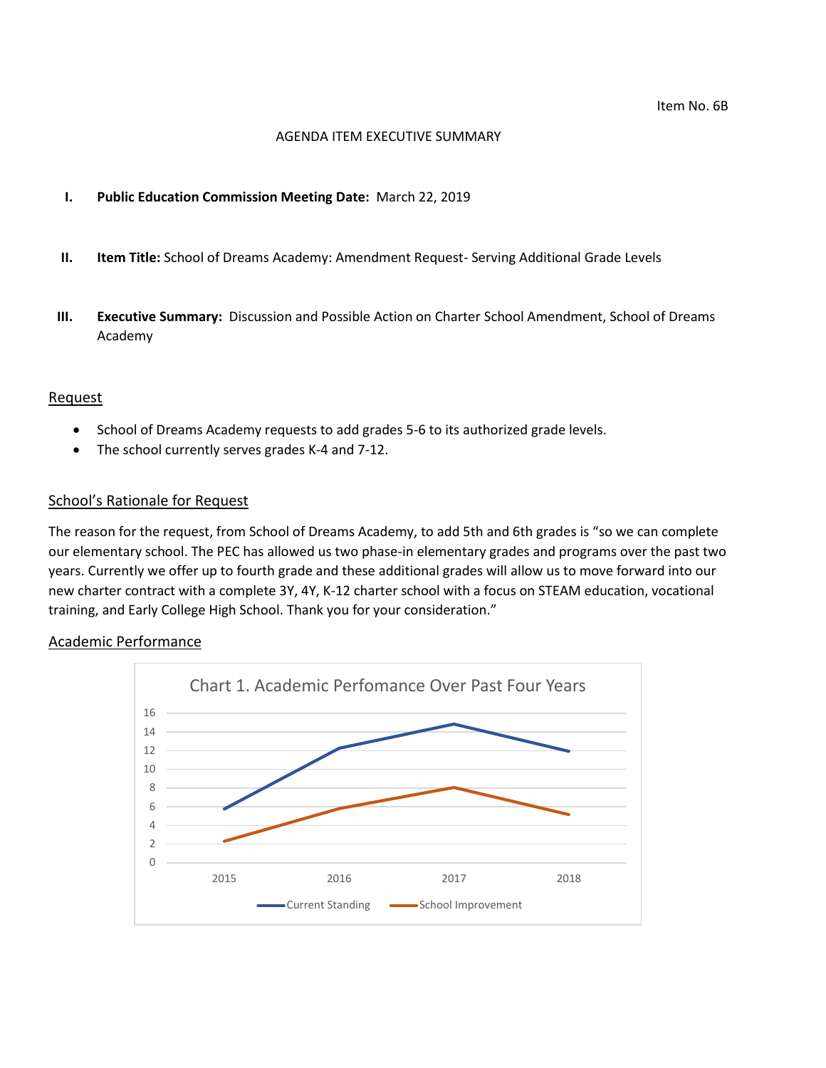Item No. 6B

AGENDA ITEM EXECUTIVE SUMMARY

**I. Public Education Commission Meeting Date:** March 22, 2019

**II. Item Title:** School of Dreams Academy: Amendment Request- Serving Additional Grade Levels

**III. Executive Summary:** Discussion and Possible Action on Charter School Amendment, School of Dreams Academy

## Request

- School of Dreams Academy requests to add grades 5-6 to its authorized grade levels.
- The school currently serves grades K-4 and 7-12.

## School's Rationale for Request

The reason for the request, from School of Dreams Academy, to add 5th and 6th grades is "so we can complete our elementary school. The PEC has allowed us two phase-in elementary grades and programs over the past two years. Currently we offer up to fourth grade and these additional grades will allow us to move forward into our new charter contract with a complete 3Y, 4Y, K-12 charter school with a focus on STEAM education, vocational training, and Early College High School. Thank you for your consideration."

## Academic Performance

Chart 1. Academic Perfomance Over Past Four Years

| Year | Current Standing | School Improvement |
|---|---|---|
| 2015 | ~5.7 | ~2.3 |
| 2016 | ~12.2 | ~5.8 |
| 2017 | ~14.8 | ~8.0 |
| 2018 | ~11.9 | ~5.1 |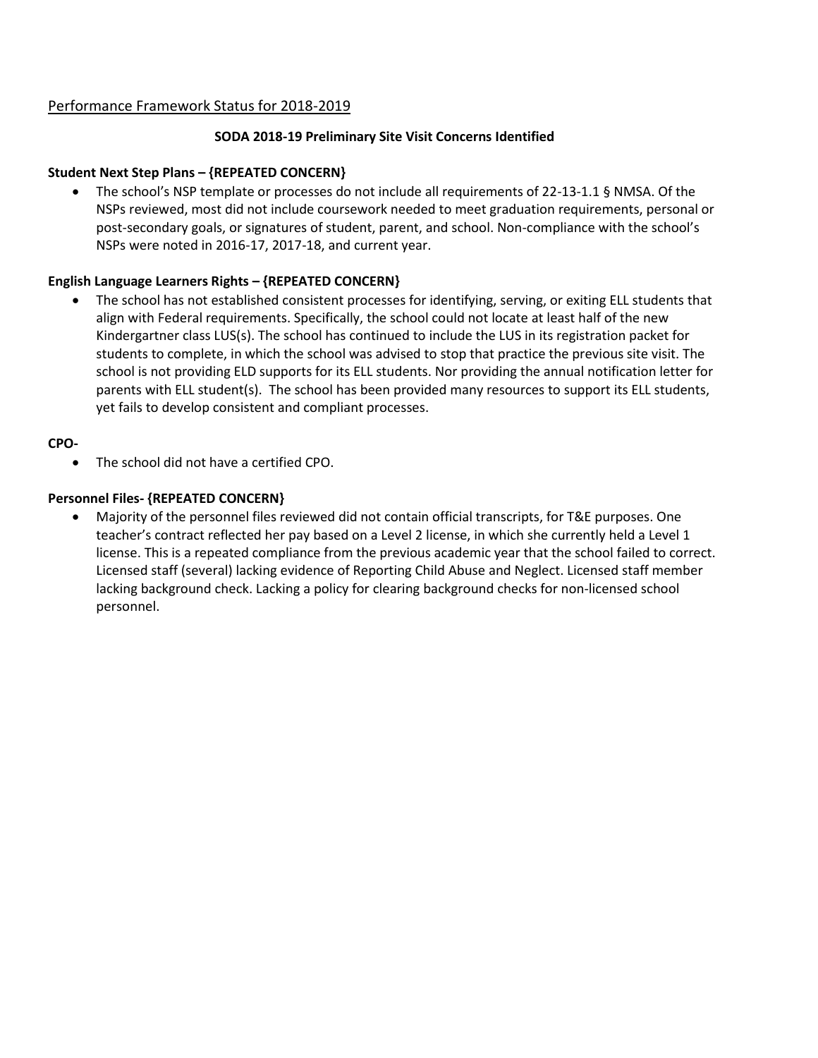Performance Framework Status for 2018-2019

**SODA 2018-19 Preliminary Site Visit Concerns Identified**

**Student Next Step Plans – {REPEATED CONCERN}**

- The school's NSP template or processes do not include all requirements of 22-13-1.1 § NMSA. Of the NSPs reviewed, most did not include coursework needed to meet graduation requirements, personal or post-secondary goals, or signatures of student, parent, and school. Non-compliance with the school's NSPs were noted in 2016-17, 2017-18, and current year.

**English Language Learners Rights – {REPEATED CONCERN}**

- The school has not established consistent processes for identifying, serving, or exiting ELL students that align with Federal requirements. Specifically, the school could not locate at least half of the new Kindergartner class LUS(s). The school has continued to include the LUS in its registration packet for students to complete, in which the school was advised to stop that practice the previous site visit. The school is not providing ELD supports for its ELL students. Nor providing the annual notification letter for parents with ELL student(s). The school has been provided many resources to support its ELL students, yet fails to develop consistent and compliant processes.

**CPO-**

- The school did not have a certified CPO.

**Personnel Files- {REPEATED CONCERN}**

- Majority of the personnel files reviewed did not contain official transcripts, for T&E purposes. One teacher's contract reflected her pay based on a Level 2 license, in which she currently held a Level 1 license. This is a repeated compliance from the previous academic year that the school failed to correct. Licensed staff (several) lacking evidence of Reporting Child Abuse and Neglect. Licensed staff member lacking background check. Lacking a policy for clearing background checks for non-licensed school personnel.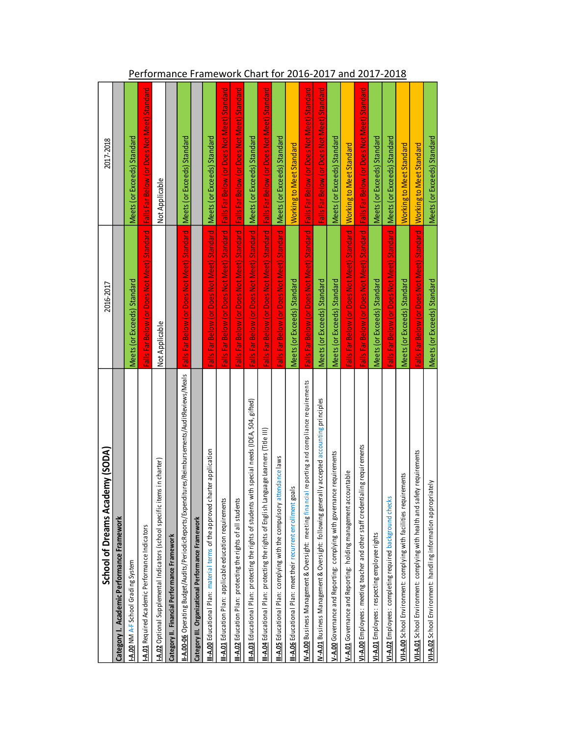## Performance Framework Chart for 2016-2017 and 2017-2018

| School of Dreams Academy (SODA) | 2016-2017 | 2017-2018 |
|---|---|---|
| **Category I. Academic Performance Framework** | | |
| **I-A.00** NM A-F School Grading System | Meets (or Exceeds) Standard | Meets (or Exceeds) Standard |
| **I-A.01** Required Academic Performance Indicators | Falls Far Below (or Does Not Meet) Standard | Falls Far Below (or Does Not Meet) Standard |
| **I-A.02** Optional Supplemental Indicators (school specific items in charter) | Not Applicable | Not Applicable |
| **Category II. Financial Performance Framework** | | |
| **II-A.00-06** Operating Budget/Audits/PeriodicReports/Expenditures/Reimbursements/AuditReviews/Meals | Falls Far Below (or Does Not Meet) Standard | Meets (or Exceeds) Standard |
| **Category III. Organizational Performance Framework** | | |
| **III-A.00** Educational Plan: material terms of the approved charter application | Falls Far Below (or Does Not Meet) Standard | Meets (or Exceeds) Standard |
| **III-A.01** Education Plan: applicable education requirements | Falls Far Below (or Does Not Meet) Standard | Falls Far Below (or Does Not Meet) Standard |
| **III-A.02** Education Plan: protecting the rights of all students | Falls Far Below (or Does Not Meet) Standard | Falls Far Below (or Does Not Meet) Standard |
| **III-A.03** Educational Plan: protecting the rights of students with special needs (IDEA, 504, gifted) | Falls Far Below (or Does Not Meet) Standard | Meets (or Exceeds) Standard |
| **III-A.04** Educational Plan: protecting the rights of English Language Learners (Title III) | Falls Far Below (or Does Not Meet) Standard | Falls Far Below (or Does Not Meet) Standard |
| **III-A.05** Educational Plan: complying with the compulsory attendance laws | Falls Far Below (or Does Not Meet) Standard | Meets (or Exceeds) Standard |
| **III-A.06** Educational Plan: meet their recurrent enrollment goals | Meets (or Exceeds) Standard | Working to Meet Standard |
| **IV-A.00** Business Management & Oversight: meeting financial reporting and compliance requirements | Falls Far Below (or Does Not Meet) Standard | Falls Far Below (or Does Not Meet) Standard |
| **IV-A.01** Business Management & Oversight: following generally accepted accounting principles | Meets (or Exceeds) Standard | Falls Far Below (or Does Not Meet) Standard |
| **V-A.00** Governance and Reporting: complying with governance requirements | Meets (or Exceeds) Standard | Meets (or Exceeds) Standard |
| **V-A.01** Governance and Reporting: holding management accountable | Falls Far Below (or Does Not Meet) Standard | Working to Meet Standard |
| **VI-A.00** Employees: meeting teacher and other staff credentialing requirements | Falls Far Below (or Does Not Meet) Standard | Falls Far Below (or Does Not Meet) Standard |
| **VI-A.01** Employees: respecting employee rights | Meets (or Exceeds) Standard | Meets (or Exceeds) Standard |
| **VI-A.02** Employees: completing required background checks | Falls Far Below (or Does Not Meet) Standard | Meets (or Exceeds) Standard |
| **VII-A.00** School Environment: complying with facilities requirements | Meets (or Exceeds) Standard | Working to Meet Standard |
| **VII-A.01** School Environment: complying with health and safety requirements | Falls Far Below (or Does Not Meet) Standard | Working to Meet Standard |
| **VII-A.02** School Environment: handling information appropriately | Meets (or Exceeds) Standard | Meets (or Exceeds) Standard |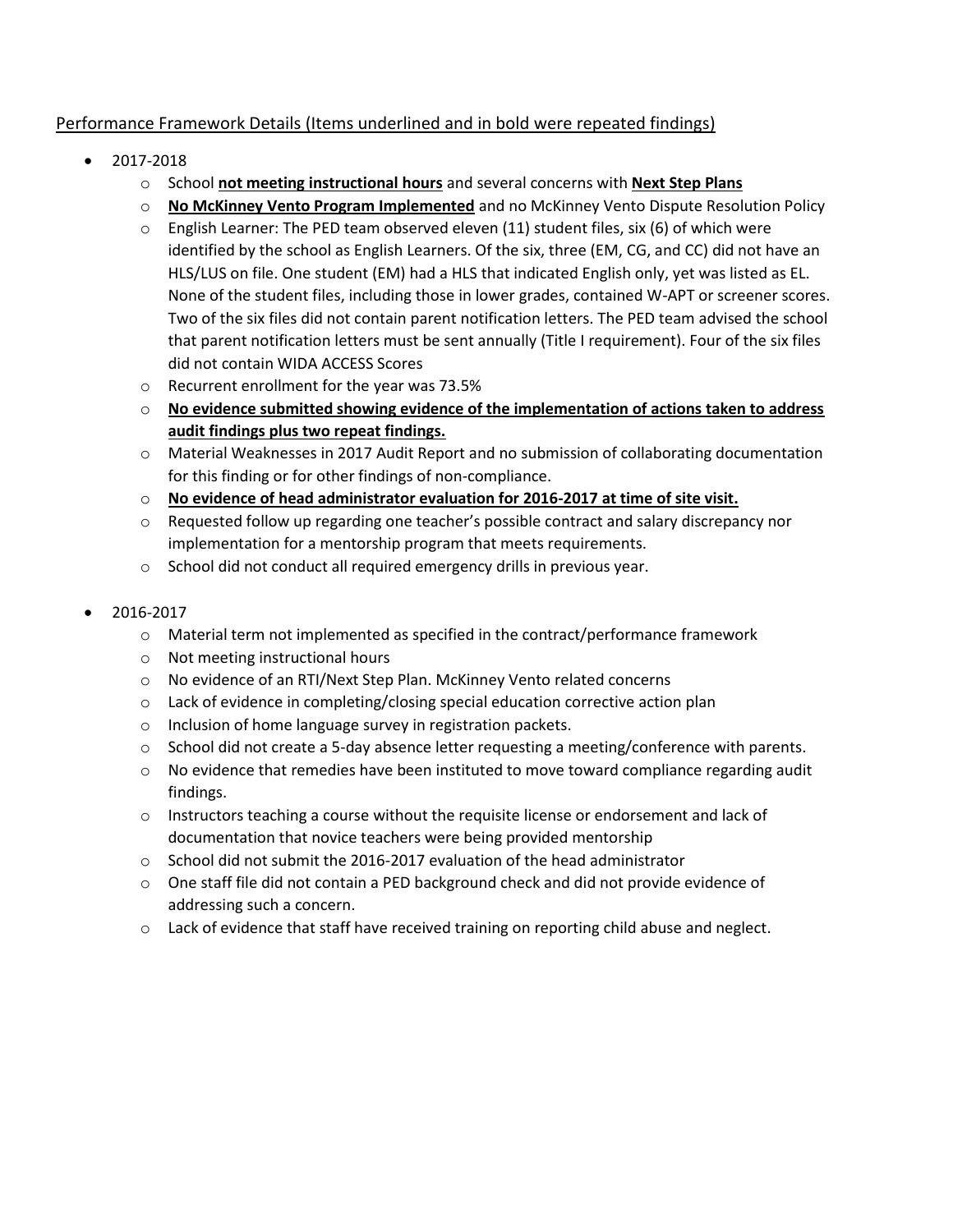<u>Performance Framework Details (Items underlined and in bold were repeated findings)</u>

- 2017-2018
  - School <u>**not meeting instructional hours**</u> and several concerns with <u>**Next Step Plans**</u>
  - <u>**No McKinney Vento Program Implemented**</u> and no McKinney Vento Dispute Resolution Policy
  - English Learner: The PED team observed eleven (11) student files, six (6) of which were identified by the school as English Learners. Of the six, three (EM, CG, and CC) did not have an HLS/LUS on file. One student (EM) had a HLS that indicated English only, yet was listed as EL. None of the student files, including those in lower grades, contained W-APT or screener scores. Two of the six files did not contain parent notification letters. The PED team advised the school that parent notification letters must be sent annually (Title I requirement). Four of the six files did not contain WIDA ACCESS Scores
  - Recurrent enrollment for the year was 73.5%
  - <u>**No evidence submitted showing evidence of the implementation of actions taken to address audit findings plus two repeat findings.**</u>
  - Material Weaknesses in 2017 Audit Report and no submission of collaborating documentation for this finding or for other findings of non-compliance.
  - <u>**No evidence of head administrator evaluation for 2016-2017 at time of site visit.**</u>
  - Requested follow up regarding one teacher's possible contract and salary discrepancy nor implementation for a mentorship program that meets requirements.
  - School did not conduct all required emergency drills in previous year.

- 2016-2017
  - Material term not implemented as specified in the contract/performance framework
  - Not meeting instructional hours
  - No evidence of an RTI/Next Step Plan. McKinney Vento related concerns
  - Lack of evidence in completing/closing special education corrective action plan
  - Inclusion of home language survey in registration packets.
  - School did not create a 5-day absence letter requesting a meeting/conference with parents.
  - No evidence that remedies have been instituted to move toward compliance regarding audit findings.
  - Instructors teaching a course without the requisite license or endorsement and lack of documentation that novice teachers were being provided mentorship
  - School did not submit the 2016-2017 evaluation of the head administrator
  - One staff file did not contain a PED background check and did not provide evidence of addressing such a concern.
  - Lack of evidence that staff have received training on reporting child abuse and neglect.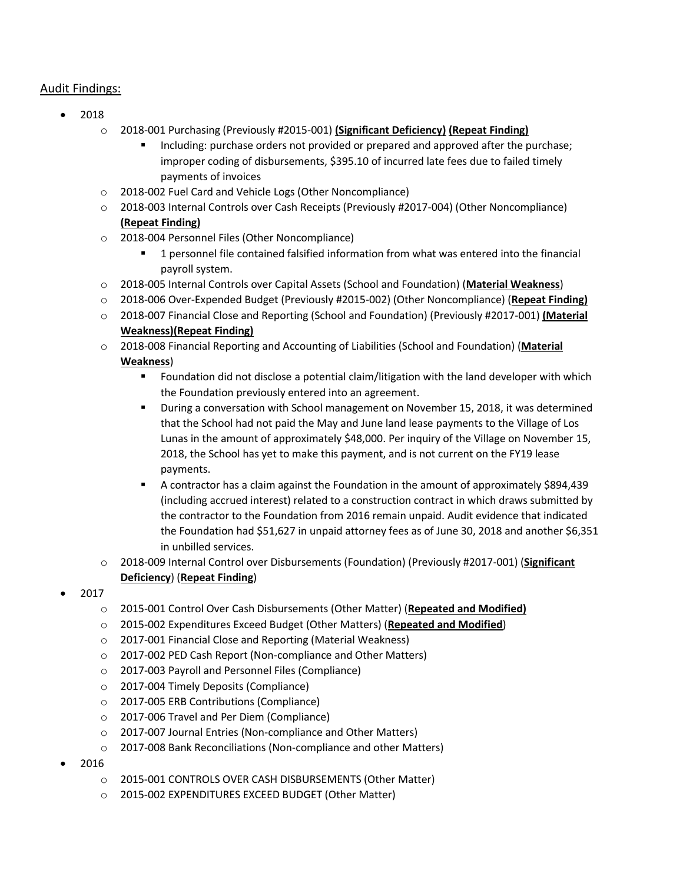## Audit Findings:

- 2018
  - 2018-001 Purchasing (Previously #2015-001) **(Significant Deficiency)** **(Repeat Finding)**
    - Including: purchase orders not provided or prepared and approved after the purchase; improper coding of disbursements, $395.10 of incurred late fees due to failed timely payments of invoices
  - 2018-002 Fuel Card and Vehicle Logs (Other Noncompliance)
  - 2018-003 Internal Controls over Cash Receipts (Previously #2017-004) (Other Noncompliance) **(Repeat Finding)**
  - 2018-004 Personnel Files (Other Noncompliance)
    - 1 personnel file contained falsified information from what was entered into the financial payroll system.
  - 2018-005 Internal Controls over Capital Assets (School and Foundation) (**Material Weakness**)
  - 2018-006 Over-Expended Budget (Previously #2015-002) (Other Noncompliance) (**Repeat Finding)**
  - 2018-007 Financial Close and Reporting (School and Foundation) (Previously #2017-001) **(Material Weakness)(Repeat Finding)**
  - 2018-008 Financial Reporting and Accounting of Liabilities (School and Foundation) (**Material Weakness**)
    - Foundation did not disclose a potential claim/litigation with the land developer with which the Foundation previously entered into an agreement.
    - During a conversation with School management on November 15, 2018, it was determined that the School had not paid the May and June land lease payments to the Village of Los Lunas in the amount of approximately $48,000. Per inquiry of the Village on November 15, 2018, the School has yet to make this payment, and is not current on the FY19 lease payments.
    - A contractor has a claim against the Foundation in the amount of approximately $894,439 (including accrued interest) related to a construction contract in which draws submitted by the contractor to the Foundation from 2016 remain unpaid. Audit evidence that indicated the Foundation had $51,627 in unpaid attorney fees as of June 30, 2018 and another $6,351 in unbilled services.
  - 2018-009 Internal Control over Disbursements (Foundation) (Previously #2017-001) (**Significant Deficiency**) (**Repeat Finding**)
- 2017
  - 2015-001 Control Over Cash Disbursements (Other Matter) (**Repeated and Modified)**
  - 2015-002 Expenditures Exceed Budget (Other Matters) (**Repeated and Modified**)
  - 2017-001 Financial Close and Reporting (Material Weakness)
  - 2017-002 PED Cash Report (Non-compliance and Other Matters)
  - 2017-003 Payroll and Personnel Files (Compliance)
  - 2017-004 Timely Deposits (Compliance)
  - 2017-005 ERB Contributions (Compliance)
  - 2017-006 Travel and Per Diem (Compliance)
  - 2017-007 Journal Entries (Non-compliance and Other Matters)
  - 2017-008 Bank Reconciliations (Non-compliance and other Matters)
- 2016
  - 2015-001 CONTROLS OVER CASH DISBURSEMENTS (Other Matter)
  - 2015-002 EXPENDITURES EXCEED BUDGET (Other Matter)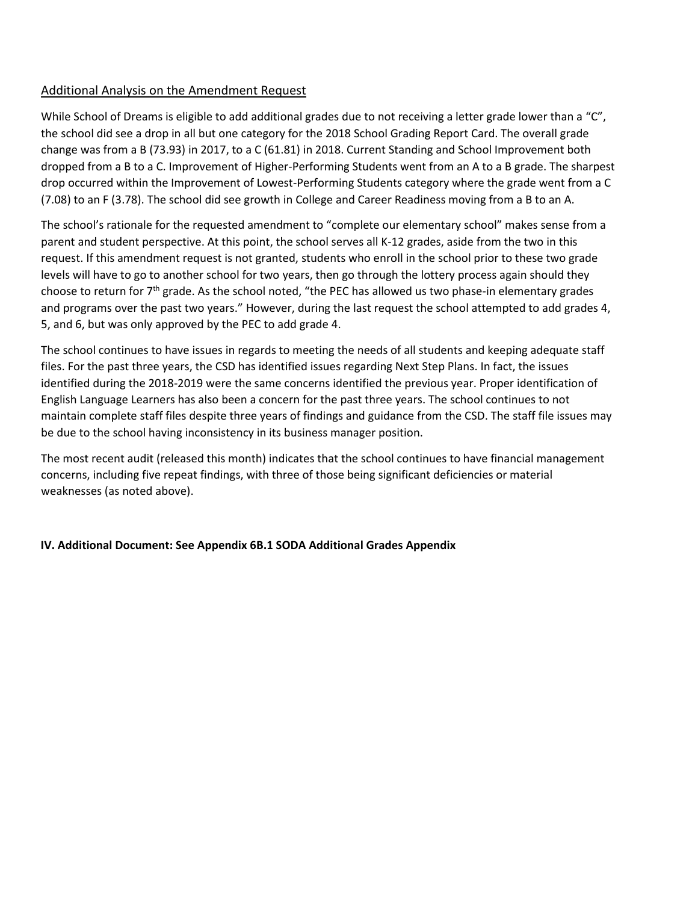Additional Analysis on the Amendment Request

While School of Dreams is eligible to add additional grades due to not receiving a letter grade lower than a "C", the school did see a drop in all but one category for the 2018 School Grading Report Card. The overall grade change was from a B (73.93) in 2017, to a C (61.81) in 2018. Current Standing and School Improvement both dropped from a B to a C. Improvement of Higher-Performing Students went from an A to a B grade. The sharpest drop occurred within the Improvement of Lowest-Performing Students category where the grade went from a C (7.08) to an F (3.78). The school did see growth in College and Career Readiness moving from a B to an A.

The school's rationale for the requested amendment to "complete our elementary school" makes sense from a parent and student perspective. At this point, the school serves all K-12 grades, aside from the two in this request. If this amendment request is not granted, students who enroll in the school prior to these two grade levels will have to go to another school for two years, then go through the lottery process again should they choose to return for 7th grade. As the school noted, "the PEC has allowed us two phase-in elementary grades and programs over the past two years." However, during the last request the school attempted to add grades 4, 5, and 6, but was only approved by the PEC to add grade 4.

The school continues to have issues in regards to meeting the needs of all students and keeping adequate staff files. For the past three years, the CSD has identified issues regarding Next Step Plans. In fact, the issues identified during the 2018-2019 were the same concerns identified the previous year. Proper identification of English Language Learners has also been a concern for the past three years. The school continues to not maintain complete staff files despite three years of findings and guidance from the CSD. The staff file issues may be due to the school having inconsistency in its business manager position.

The most recent audit (released this month) indicates that the school continues to have financial management concerns, including five repeat findings, with three of those being significant deficiencies or material weaknesses (as noted above).

**IV. Additional Document: See Appendix 6B.1 SODA Additional Grades Appendix**